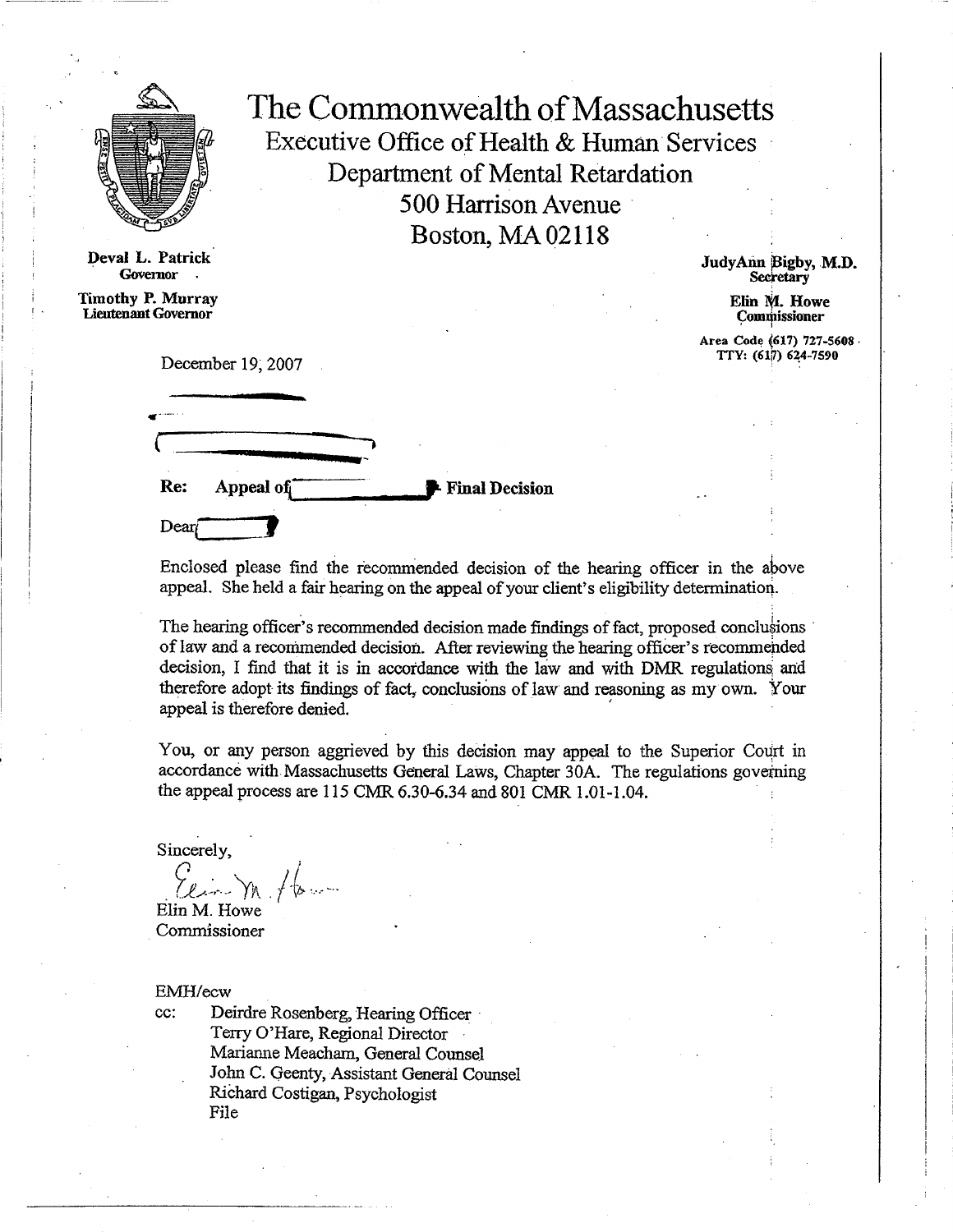# The Commonwealth of Massachusetts

## Executive Office of Health & Human Services
## Department of Mental Retardation
## 500 Harrison Avenue
## Boston, MA 02118

**Deval L. Patrick**
**Governor**

**Timothy P. Murray**
**Lieutenant Governor**

**JudyAnn Bigby, M.D.**
**Secretary**

**Elin M. Howe**
**Commissioner**

**Area Code (617) 727-5608**
**TTY: (617) 624-7590**

December 19, 2007

**Re: Appeal of [redacted] Final Decision**

Dear [redacted]

Enclosed please find the recommended decision of the hearing officer in the above appeal. She held a fair hearing on the appeal of your client's eligibility determination.

The hearing officer's recommended decision made findings of fact, proposed conclusions of law and a recommended decision. After reviewing the hearing officer's recommended decision, I find that it is in accordance with the law and with DMR regulations and therefore adopt its findings of fact, conclusions of law and reasoning as my own. Your appeal is therefore denied.

You, or any person aggrieved by this decision may appeal to the Superior Court in accordance with Massachusetts General Laws, Chapter 30A. The regulations governing the appeal process are 115 CMR 6.30-6.34 and 801 CMR 1.01-1.04.

Sincerely,

Elin M. Howe
Commissioner

EMH/ecw

cc: Deirdre Rosenberg, Hearing Officer
Terry O'Hare, Regional Director
Marianne Meacham, General Counsel
John C. Geenty, Assistant General Counsel
Richard Costigan, Psychologist
File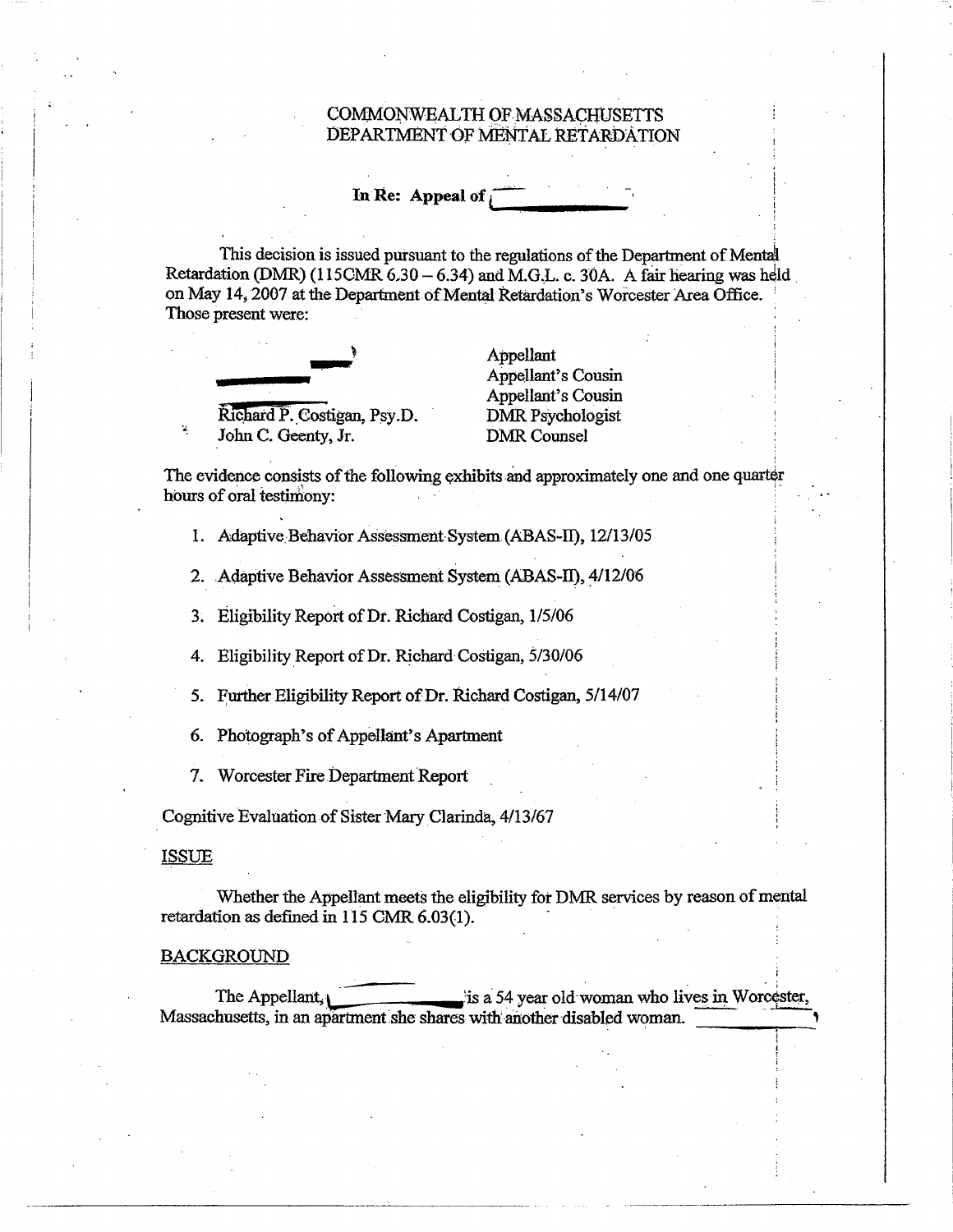COMMONWEALTH OF MASSACHUSETTS
DEPARTMENT OF MENTAL RETARDATION

**In Re: Appeal of**

This decision is issued pursuant to the regulations of the Department of Mental Retardation (DMR) (115CMR 6.30 – 6.34) and M.G.L. c. 30A. A fair hearing was held on May 14, 2007 at the Department of Mental Retardation's Worcester Area Office. Those present were:

| | |
|---|---|
| | Appellant |
| | Appellant's Cousin |
| | Appellant's Cousin |
| Richard P. Costigan, Psy.D. | DMR Psychologist |
| John C. Geenty, Jr. | DMR Counsel |

The evidence consists of the following exhibits and approximately one and one quarter hours of oral testimony:

1. Adaptive Behavior Assessment System (ABAS-II), 12/13/05
2. Adaptive Behavior Assessment System (ABAS-II), 4/12/06
3. Eligibility Report of Dr. Richard Costigan, 1/5/06
4. Eligibility Report of Dr. Richard Costigan, 5/30/06
5. Further Eligibility Report of Dr. Richard Costigan, 5/14/07
6. Photograph's of Appellant's Apartment
7. Worcester Fire Department Report

Cognitive Evaluation of Sister Mary Clarinda, 4/13/67

ISSUE

Whether the Appellant meets the eligibility for DMR services by reason of mental retardation as defined in 115 CMR 6.03(1).

BACKGROUND

The Appellant, is a 54 year old woman who lives in Worcester, Massachusetts, in an apartment she shares with another disabled woman.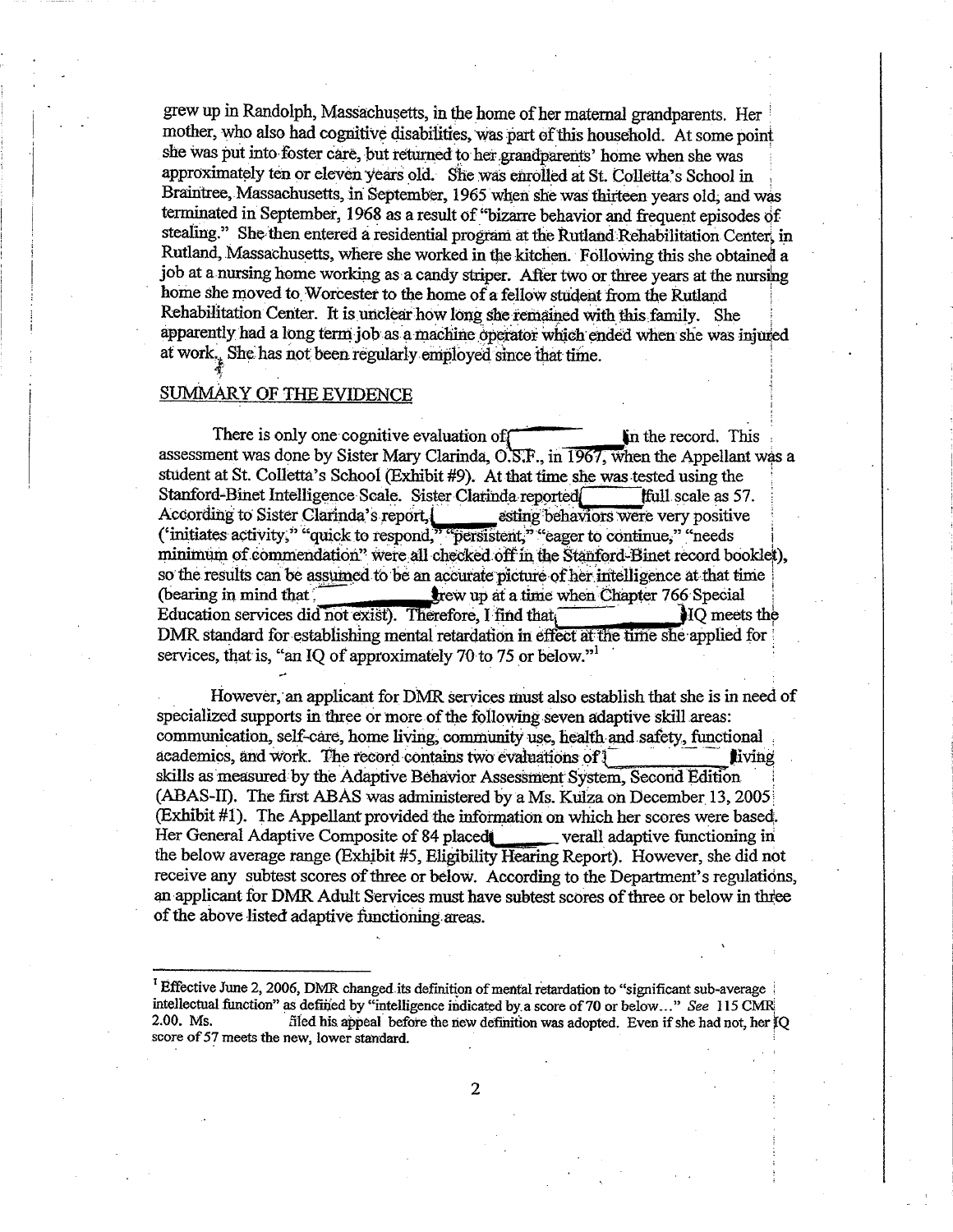grew up in Randolph, Massachusetts, in the home of her maternal grandparents. Her mother, who also had cognitive disabilities, was part of this household. At some point she was put into foster care, but returned to her grandparents' home when she was approximately ten or eleven years old. She was enrolled at St. Colletta's School in Braintree, Massachusetts, in September, 1965 when she was thirteen years old, and was terminated in September, 1968 as a result of "bizarre behavior and frequent episodes of stealing." She then entered a residential program at the Rutland Rehabilitation Center, in Rutland, Massachusetts, where she worked in the kitchen. Following this she obtained a job at a nursing home working as a candy striper. After two or three years at the nursing home she moved to Worcester to the home of a fellow student from the Rutland Rehabilitation Center. It is unclear how long she remained with this family. She apparently had a long term job as a machine operator which ended when she was injured at work. She has not been regularly employed since that time.

## SUMMARY OF THE EVIDENCE

There is only one cognitive evaluation of in the record. This assessment was done by Sister Mary Clarinda, O.S.F., in 1967, when the Appellant was a student at St. Colletta's School (Exhibit #9). At that time she was tested using the Stanford-Binet Intelligence Scale. Sister Clarinda reported full scale as 57. According to Sister Clarinda's report, esting behaviors were very positive ("initiates activity," "quick to respond," "persistent," "eager to continue," "needs minimum of commendation" were all checked off in the Stanford-Binet record booklet), so the results can be assumed to be an accurate picture of her intelligence at that time (bearing in mind that grew up at a time when Chapter 766 Special Education services did not exist). Therefore, I find that IQ meets the DMR standard for establishing mental retardation in effect at the time she applied for services, that is, "an IQ of approximately 70 to 75 or below."[1]

However, an applicant for DMR services must also establish that she is in need of specialized supports in three or more of the following seven adaptive skill areas: communication, self-care, home living, community use, health and safety, functional academics, and work. The record contains two evaluations of living skills as measured by the Adaptive Behavior Assessment System, Second Edition (ABAS-II). The first ABAS was administered by a Ms. Kulza on December 13, 2005 (Exhibit #1). The Appellant provided the information on which her scores were based. Her General Adaptive Composite of 84 placed verall adaptive functioning in the below average range (Exhibit #5, Eligibility Hearing Report). However, she did not receive any subtest scores of three or below. According to the Department's regulations, an applicant for DMR Adult Services must have subtest scores of three or below in three of the above listed adaptive functioning areas.

---

[1] Effective June 2, 2006, DMR changed its definition of mental retardation to "significant sub-average intellectual function" as defined by "intelligence indicated by a score of 70 or below..." *See* 115 CMR 2.00. Ms. filed his appeal before the new definition was adopted. Even if she had not, her IQ score of 57 meets the new, lower standard.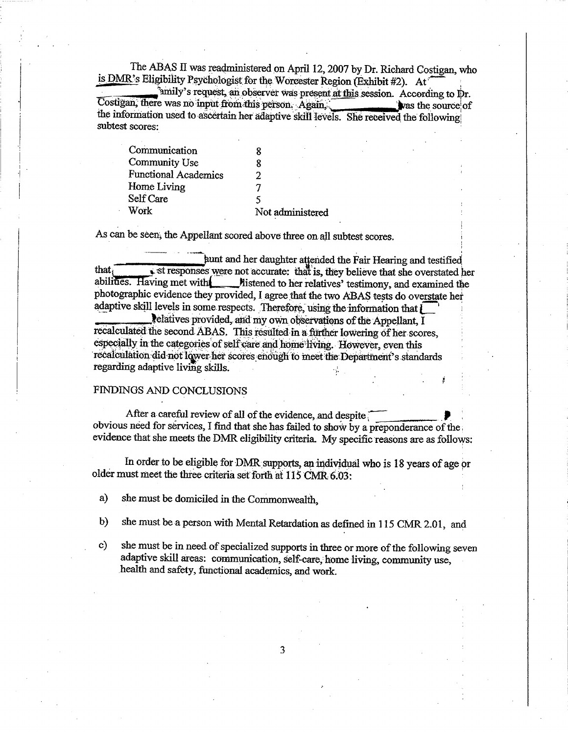The ABAS II was readministered on April 12, 2007 by Dr. Richard Costigan, who is DMR's Eligibility Psychologist for the Worcester Region (Exhibit #2). At \_\_\_\_\_\_\_\_ family's request, an observer was present at this session. According to Dr. Costigan, there was no input from this person. Again, \_\_\_\_\_\_\_\_ was the source of the information used to ascertain her adaptive skill levels. She received the following subtest scores:

| | |
|---|---|
| Communication | 8 |
| Community Use | 8 |
| Functional Academics | 2 |
| Home Living | 7 |
| Self Care | 5 |
| Work | Not administered |

As can be seen, the Appellant scored above three on all subtest scores.

\_\_\_\_\_\_\_\_ aunt and her daughter attended the Fair Hearing and testified that \_\_\_\_\_\_\_\_ test responses were not accurate: that is, they believe that she overstated her abilities. Having met with \_\_\_\_\_\_\_\_ listened to her relatives' testimony, and examined the photographic evidence they provided, I agree that the two ABAS tests do overstate her adaptive skill levels in some respects. Therefore, using the information that \_\_\_\_\_\_\_\_ relatives provided, and my own observations of the Appellant, I recalculated the second ABAS. This resulted in a further lowering of her scores, especially in the categories of self care and home living. However, even this recalculation did not lower her scores enough to meet the Department's standards regarding adaptive living skills.

## FINDINGS AND CONCLUSIONS

After a careful review of all of the evidence, and despite \_\_\_\_\_\_\_\_ obvious need for services, I find that she has failed to show by a preponderance of the evidence that she meets the DMR eligibility criteria. My specific reasons are as follows:

In order to be eligible for DMR supports, an individual who is 18 years of age or older must meet the three criteria set forth at 115 CMR 6.03:

a) she must be domiciled in the Commonwealth,

b) she must be a person with Mental Retardation as defined in 115 CMR 2.01, and

c) she must be in need of specialized supports in three or more of the following seven adaptive skill areas: communication, self-care, home living, community use, health and safety, functional academics, and work.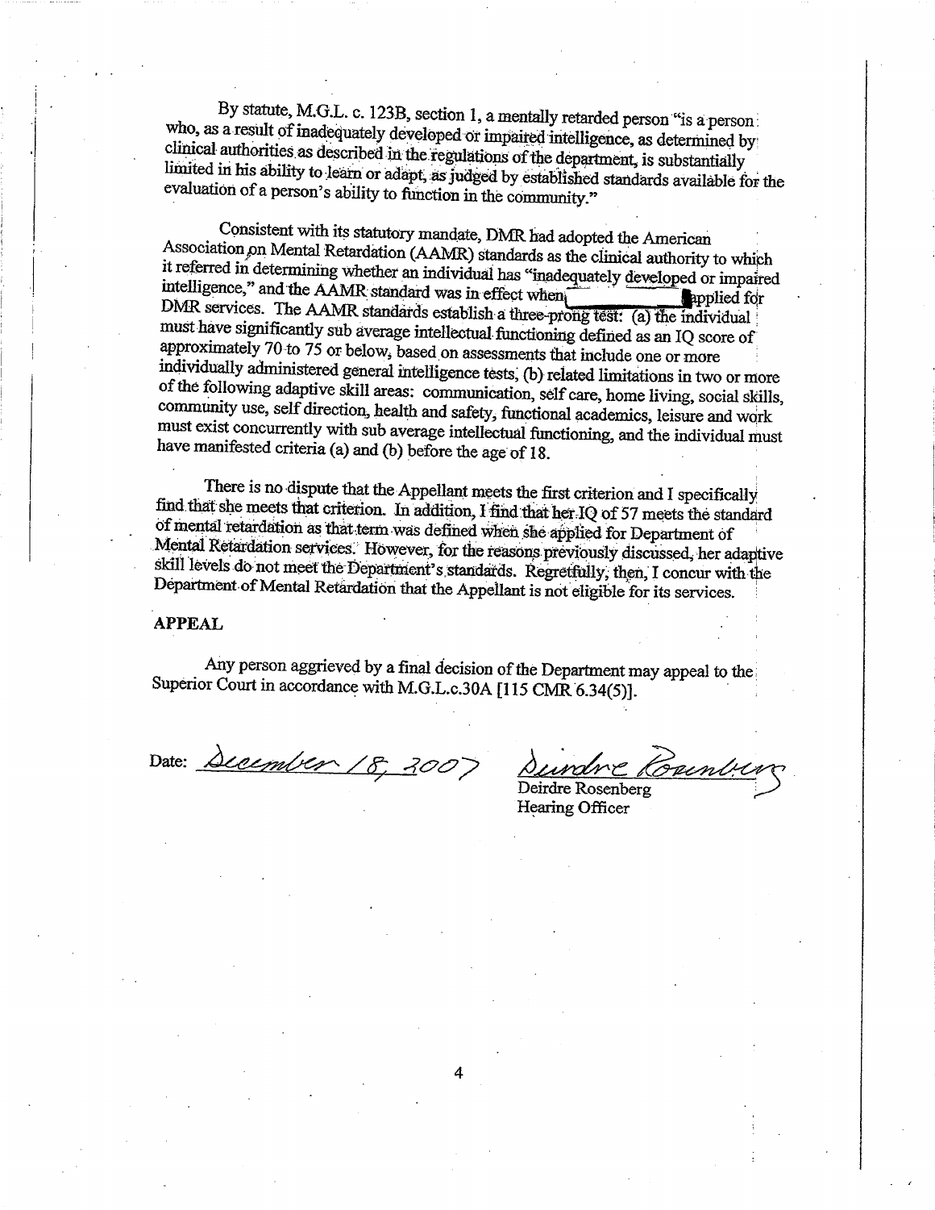By statute, M.G.L. c. 123B, section 1, a mentally retarded person "is a person who, as a result of inadequately developed or impaired intelligence, as determined by clinical authorities as described in the regulations of the department, is substantially limited in his ability to learn or adapt, as judged by established standards available for the evaluation of a person's ability to function in the community."

Consistent with its statutory mandate, DMR had adopted the American Association on Mental Retardation (AAMR) standards as the clinical authority to which it referred in determining whether an individual has "inadequately developed or impaired intelligence," and the AAMR standard was in effect when [REDACTED] applied for DMR services. The AAMR standards establish a three-prong test: (a) the individual must have significantly sub average intellectual functioning defined as an IQ score of approximately 70 to 75 or below, based on assessments that include one or more individually administered general intelligence tests, (b) related limitations in two or more of the following adaptive skill areas: communication, self care, home living, social skills, community use, self direction, health and safety, functional academics, leisure and work must exist concurrently with sub average intellectual functioning, and the individual must have manifested criteria (a) and (b) before the age of 18.

There is no dispute that the Appellant meets the first criterion and I specifically find that she meets that criterion. In addition, I find that her IQ of 57 meets the standard of mental retardation as that term was defined when she applied for Department of Mental Retardation services. However, for the reasons previously discussed, her adaptive skill levels do not meet the Department's standards. Regretfully, then, I concur with the Department of Mental Retardation that the Appellant is not eligible for its services.

**APPEAL**

Any person aggrieved by a final decision of the Department may appeal to the Superior Court in accordance with M.G.L.c.30A [115 CMR 6.34(5)].

Date: December 18, 2007

Deirdre Rosenberg
Deirdre Rosenberg
Hearing Officer